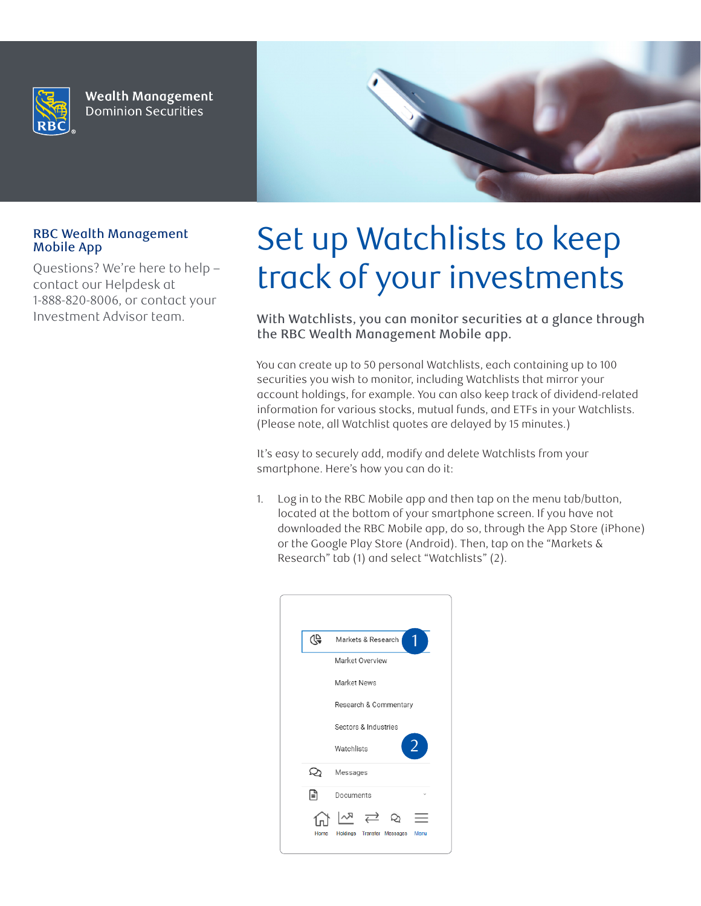Wealth Management
Dominion Securities

**RBC Wealth Management Mobile App**

Questions? We're here to help – contact our Helpdesk at 1-888-820-8006, or contact your Investment Advisor team.

# Set up Watchlists to keep track of your investments

**With Watchlists, you can monitor securities at a glance through the RBC Wealth Management Mobile app.**

You can create up to 50 personal Watchlists, each containing up to 100 securities you wish to monitor, including Watchlists that mirror your account holdings, for example. You can also keep track of dividend-related information for various stocks, mutual funds, and ETFs in your Watchlists. (Please note, all Watchlist quotes are delayed by 15 minutes.)

It's easy to securely add, modify and delete Watchlists from your smartphone. Here's how you can do it:

1. Log in to the RBC Mobile app and then tap on the menu tab/button, located at the bottom of your smartphone screen. If you have not downloaded the RBC Mobile app, do so, through the App Store (iPhone) or the Google Play Store (Android). Then, tap on the "Markets & Research" tab (1) and select "Watchlists" (2).

Markets & Research (1)
Market Overview
Market News
Research & Commentary
Sectors & Industries
Watchlists (2)
Messages
Documents
Home | Holdings | Transfer | Messages | Menu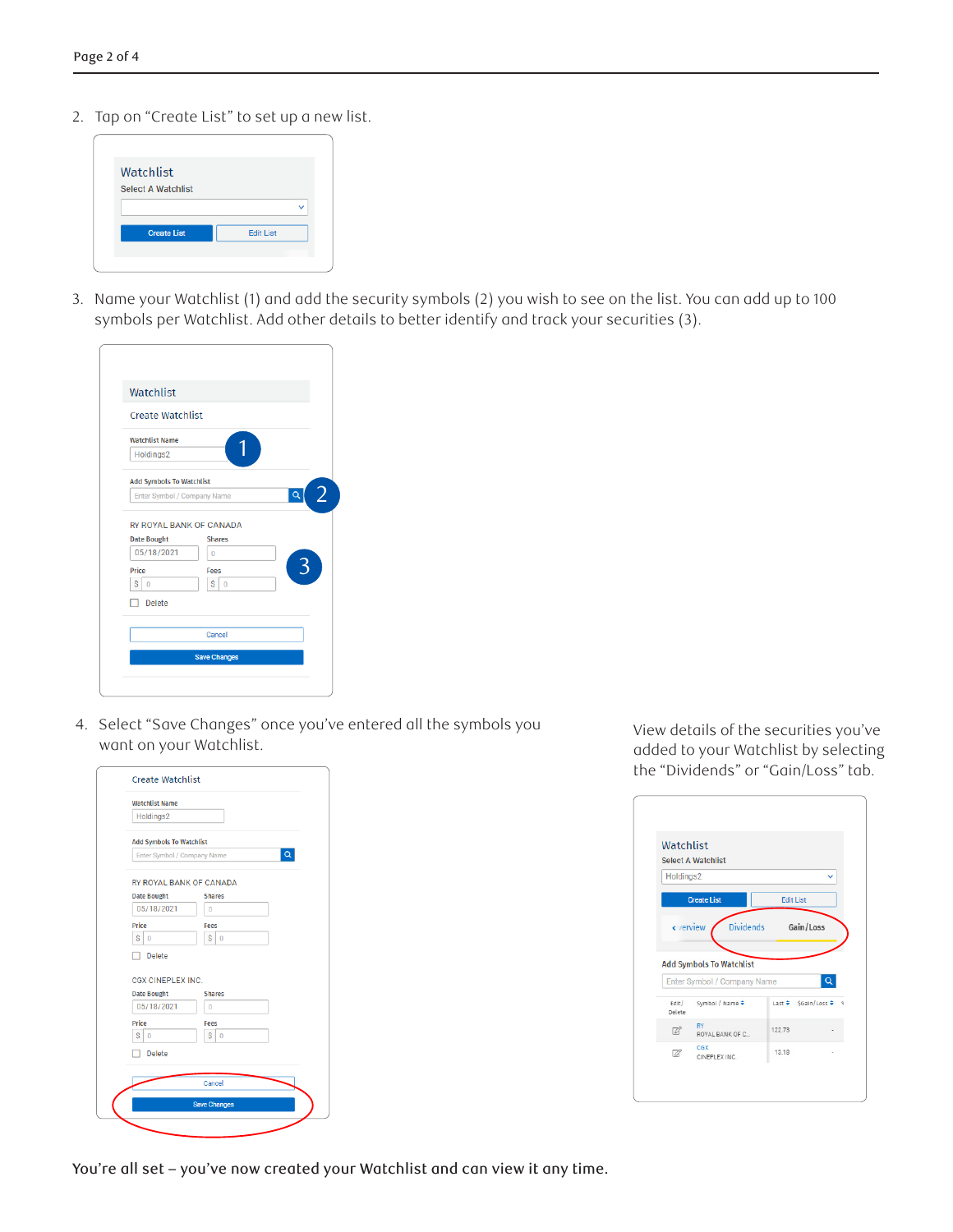2. Tap on “Create List” to set up a new list.

3. Name your Watchlist (1) and add the security symbols (2) you wish to see on the list. You can add up to 100 symbols per Watchlist. Add other details to better identify and track your securities (3).

4. Select “Save Changes” once you’ve entered all the symbols you want on your Watchlist.

View details of the securities you’ve added to your Watchlist by selecting the “Dividends” or “Gain/Loss” tab.

You’re all set – you’ve now created your Watchlist and can view it any time.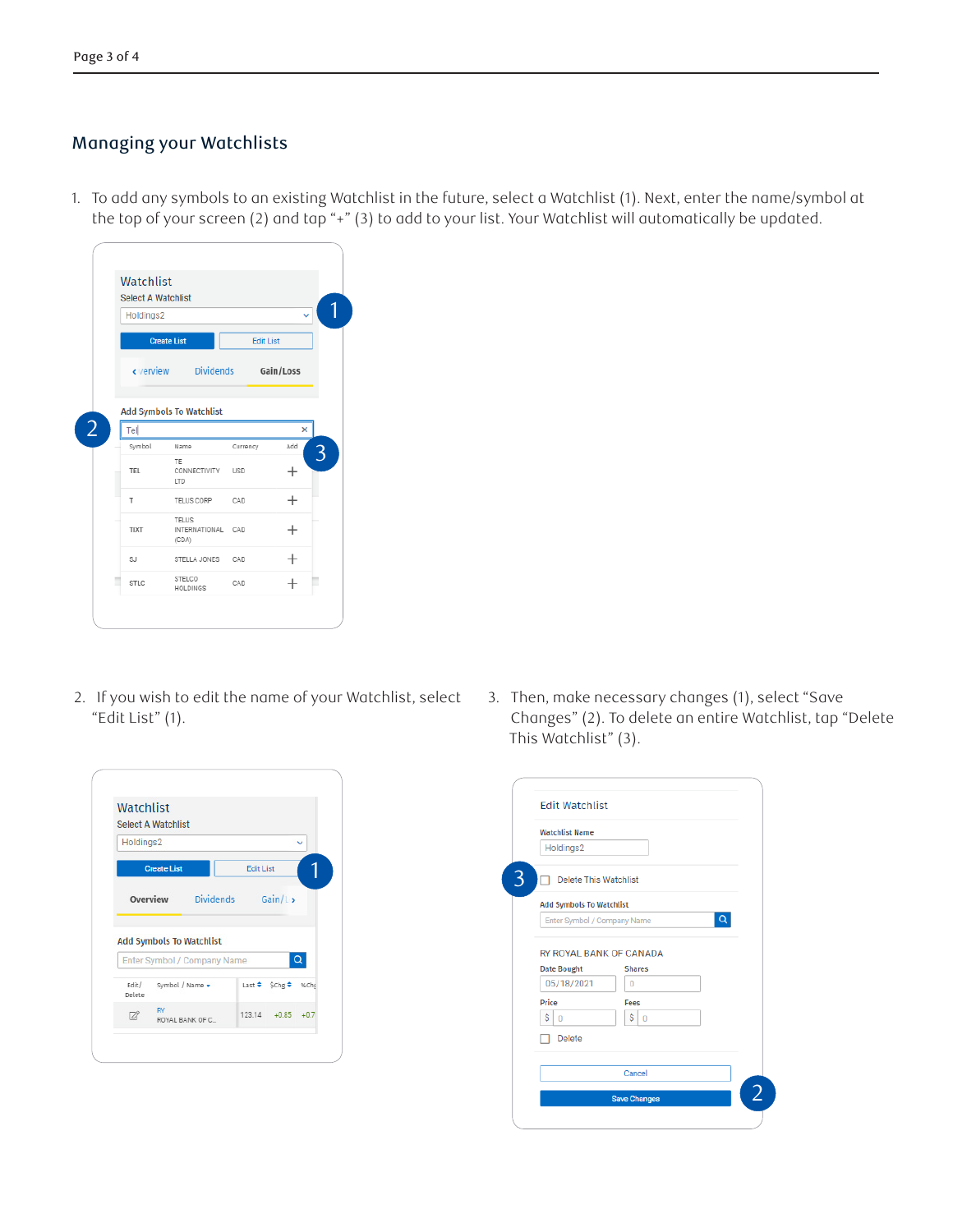## Managing your Watchlists

1. To add any symbols to an existing Watchlist in the future, select a Watchlist (1). Next, enter the name/symbol at the top of your screen (2) and tap "+" (3) to add to your list. Your Watchlist will automatically be updated.

2. If you wish to edit the name of your Watchlist, select "Edit List" (1).

3. Then, make necessary changes (1), select "Save Changes" (2). To delete an entire Watchlist, tap "Delete This Watchlist" (3).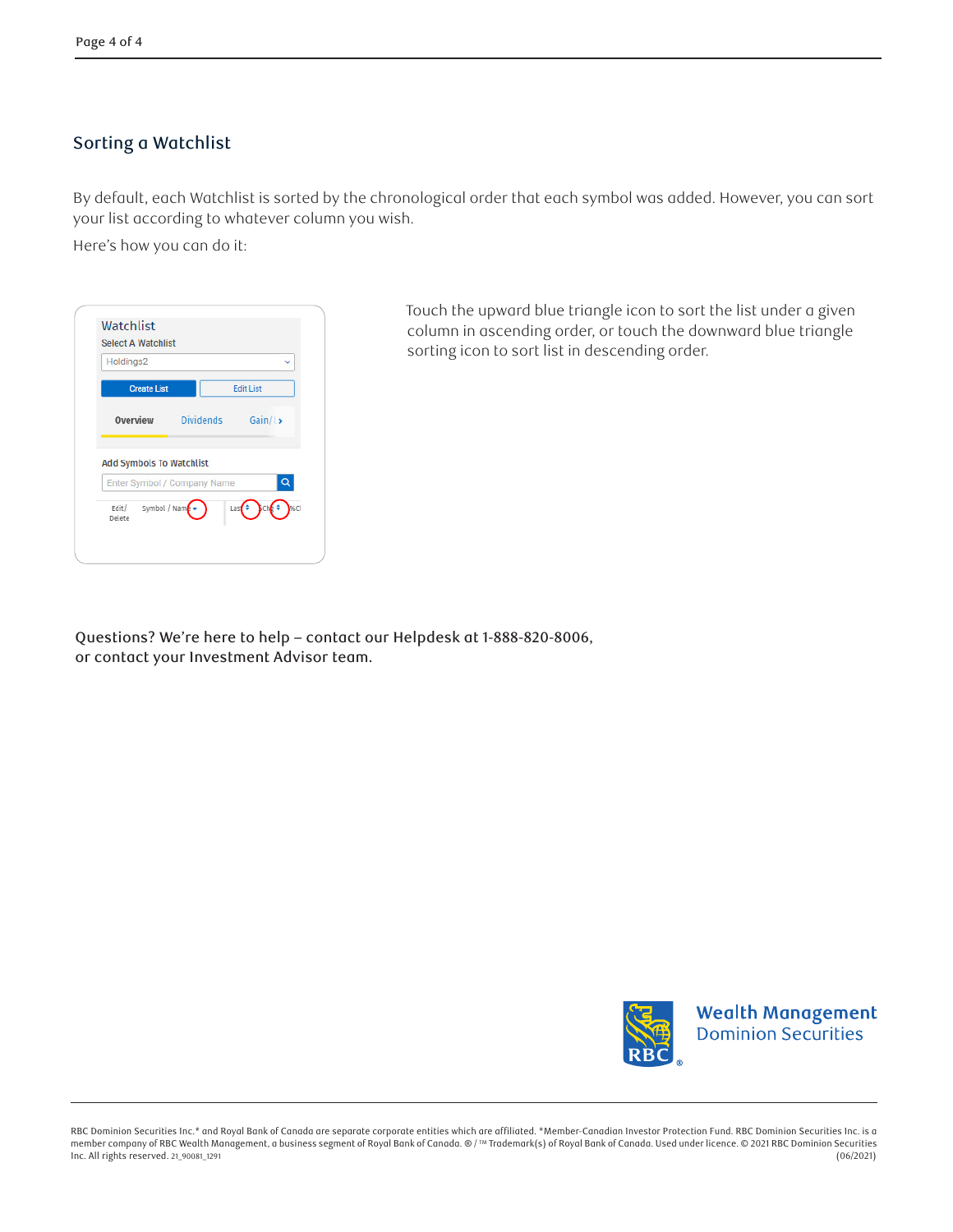## Sorting a Watchlist

By default, each Watchlist is sorted by the chronological order that each symbol was added. However, you can sort your list according to whatever column you wish.

Here's how you can do it:

Watchlist

Select A Watchlist

Holdings2

Create List

Edit List

Overview

Dividends

Gain/

Add Symbols To Watchlist

Enter Symbol / Company Name

Edit/ Delete

Symbol / Name

Last

$Chg

%C

Touch the upward blue triangle icon to sort the list under a given column in ascending order, or touch the downward blue triangle sorting icon to sort list in descending order.

Questions? We're here to help – contact our Helpdesk at 1-888-820-8006, or contact your Investment Advisor team.

RBC Wealth Management Dominion Securities

RBC Dominion Securities Inc.* and Royal Bank of Canada are separate corporate entities which are affiliated. *Member-Canadian Investor Protection Fund. RBC Dominion Securities Inc. is a member company of RBC Wealth Management, a business segment of Royal Bank of Canada. ® / ™ Trademark(s) of Royal Bank of Canada. Used under licence. © 2021 RBC Dominion Securities Inc. All rights reserved. 21_90081_1291 (06/2021)